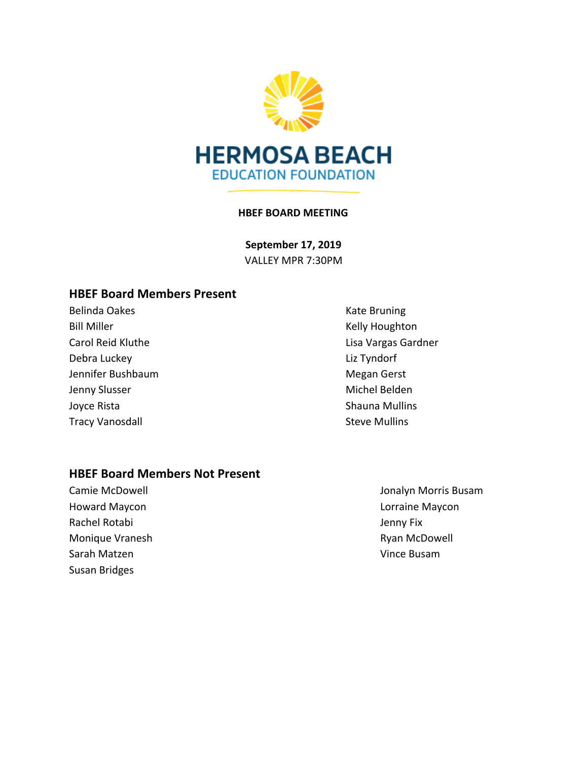HERMOSA BEACH
EDUCATION FOUNDATION

**HBEF BOARD MEETING**

**September 17, 2019**
VALLEY MPR 7:30PM

## HBEF Board Members Present

Belinda Oakes
Bill Miller
Carol Reid Kluthe
Debra Luckey
Jennifer Bushbaum
Jenny Slusser
Joyce Rista
Tracy Vanosdall
Kate Bruning
Kelly Houghton
Lisa Vargas Gardner
Liz Tyndorf
Megan Gerst
Michel Belden
Shauna Mullins
Steve Mullins

## HBEF Board Members Not Present

Camie McDowell
Howard Maycon
Rachel Rotabi
Monique Vranesh
Sarah Matzen
Susan Bridges
Jonalyn Morris Busam
Lorraine Maycon
Jenny Fix
Ryan McDowell
Vince Busam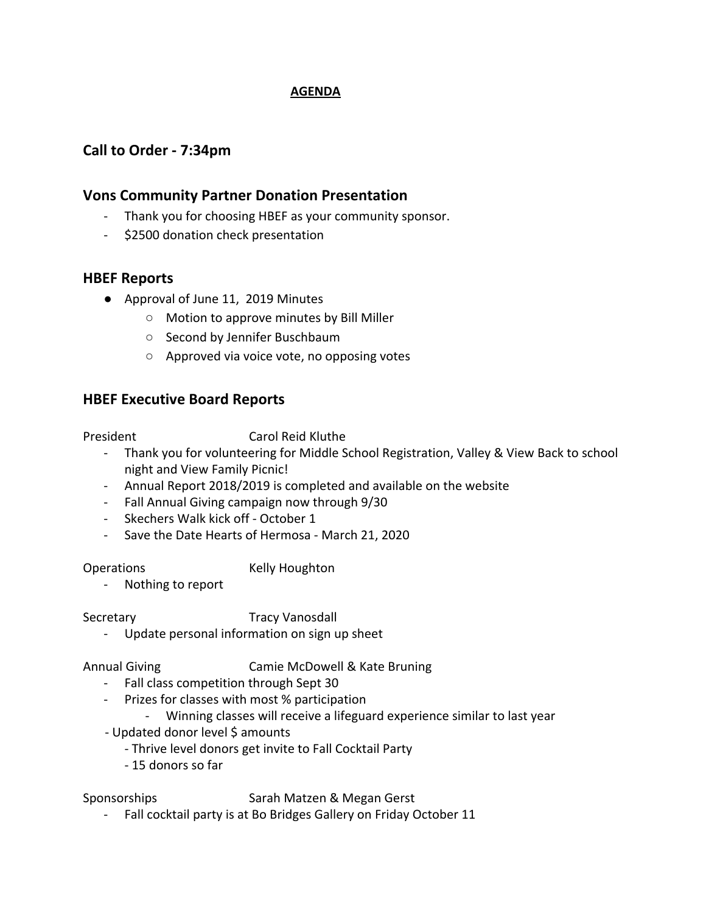**AGENDA**

## Call to Order - 7:34pm

## Vons Community Partner Donation Presentation

- Thank you for choosing HBEF as your community sponsor.
- $2500 donation check presentation

## HBEF Reports

- Approval of June 11, 2019 Minutes
  - Motion to approve minutes by Bill Miller
  - Second by Jennifer Buschbaum
  - Approved via voice vote, no opposing votes

## HBEF Executive Board Reports

President Carol Reid Kluthe

- Thank you for volunteering for Middle School Registration, Valley & View Back to school night and View Family Picnic!
- Annual Report 2018/2019 is completed and available on the website
- Fall Annual Giving campaign now through 9/30
- Skechers Walk kick off - October 1
- Save the Date Hearts of Hermosa - March 21, 2020

Operations Kelly Houghton

- Nothing to report

Secretary Tracy Vanosdall

- Update personal information on sign up sheet

Annual Giving Camie McDowell & Kate Bruning

- Fall class competition through Sept 30
- Prizes for classes with most % participation
  - Winning classes will receive a lifeguard experience similar to last year
- Updated donor level $ amounts
  - Thrive level donors get invite to Fall Cocktail Party
  - 15 donors so far

Sponsorships Sarah Matzen & Megan Gerst

- Fall cocktail party is at Bo Bridges Gallery on Friday October 11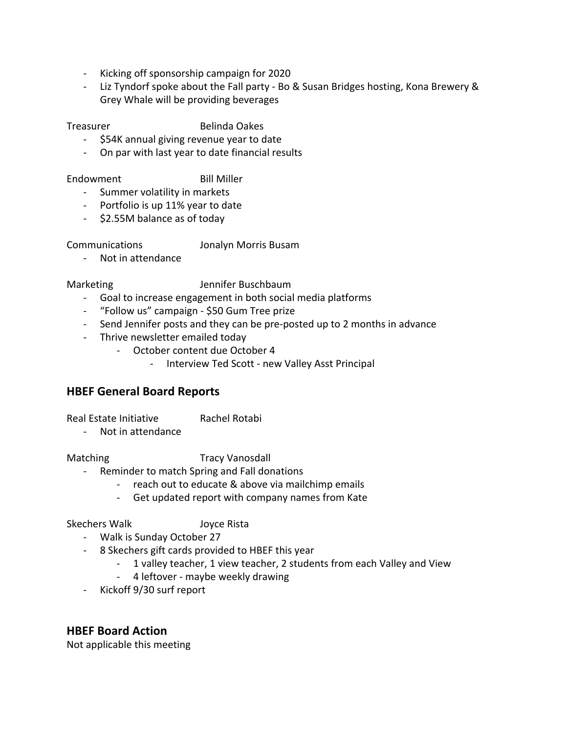- Kicking off sponsorship campaign for 2020
- Liz Tyndorf spoke about the Fall party - Bo & Susan Bridges hosting, Kona Brewery & Grey Whale will be providing beverages

Treasurer Belinda Oakes

- $54K annual giving revenue year to date
- On par with last year to date financial results

Endowment Bill Miller

- Summer volatility in markets
- Portfolio is up 11% year to date
- $2.55M balance as of today

Communications Jonalyn Morris Busam

- Not in attendance

Marketing Jennifer Buschbaum

- Goal to increase engagement in both social media platforms
- "Follow us" campaign - $50 Gum Tree prize
- Send Jennifer posts and they can be pre-posted up to 2 months in advance
- Thrive newsletter emailed today
    - October content due October 4
        - Interview Ted Scott - new Valley Asst Principal

## HBEF General Board Reports

Real Estate Initiative Rachel Rotabi

- Not in attendance

Matching Tracy Vanosdall

- Reminder to match Spring and Fall donations
    - reach out to educate & above via mailchimp emails
    - Get updated report with company names from Kate

Skechers Walk Joyce Rista

- Walk is Sunday October 27
- 8 Skechers gift cards provided to HBEF this year
    - 1 valley teacher, 1 view teacher, 2 students from each Valley and View
    - 4 leftover - maybe weekly drawing
- Kickoff 9/30 surf report

## HBEF Board Action

Not applicable this meeting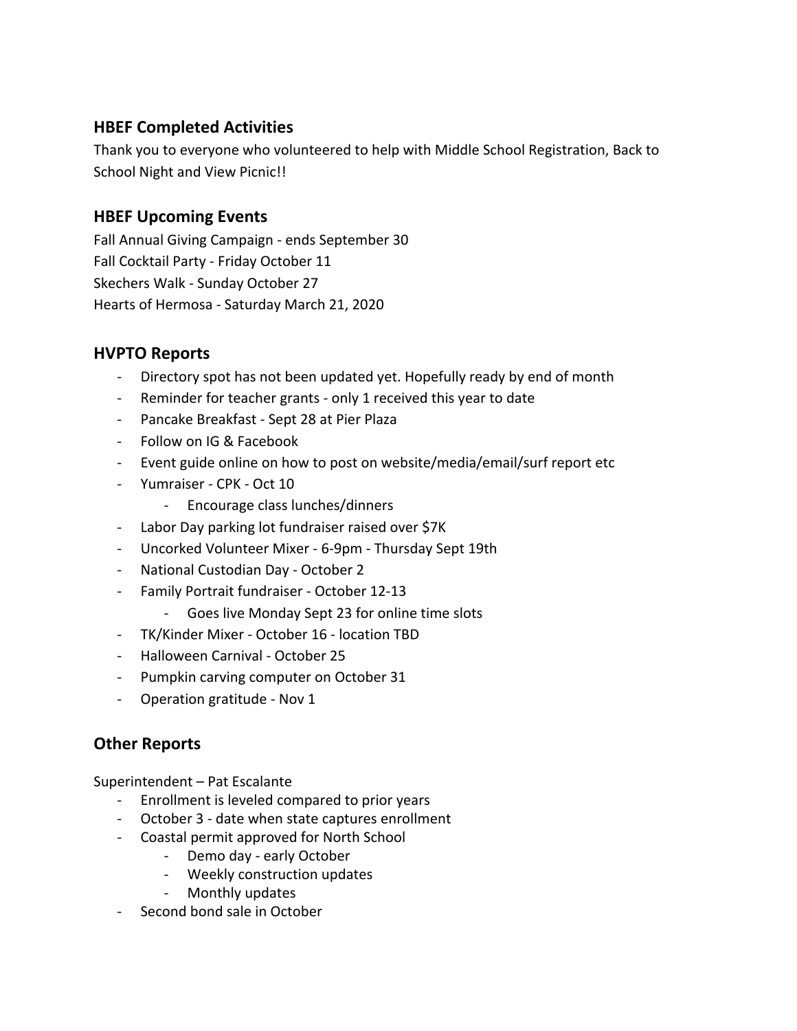## HBEF Completed Activities

Thank you to everyone who volunteered to help with Middle School Registration, Back to School Night and View Picnic!!

## HBEF Upcoming Events

Fall Annual Giving Campaign - ends September 30
Fall Cocktail Party - Friday October 11
Skechers Walk - Sunday October 27
Hearts of Hermosa - Saturday March 21, 2020

## HVPTO Reports

- Directory spot has not been updated yet. Hopefully ready by end of month
- Reminder for teacher grants - only 1 received this year to date
- Pancake Breakfast - Sept 28 at Pier Plaza
- Follow on IG & Facebook
- Event guide online on how to post on website/media/email/surf report etc
- Yumraiser - CPK - Oct 10
  - Encourage class lunches/dinners
- Labor Day parking lot fundraiser raised over $7K
- Uncorked Volunteer Mixer - 6-9pm - Thursday Sept 19th
- National Custodian Day - October 2
- Family Portrait fundraiser - October 12-13
  - Goes live Monday Sept 23 for online time slots
- TK/Kinder Mixer - October 16 - location TBD
- Halloween Carnival - October 25
- Pumpkin carving computer on October 31
- Operation gratitude - Nov 1

## Other Reports

Superintendent – Pat Escalante

- Enrollment is leveled compared to prior years
- October 3 - date when state captures enrollment
- Coastal permit approved for North School
  - Demo day - early October
  - Weekly construction updates
  - Monthly updates
- Second bond sale in October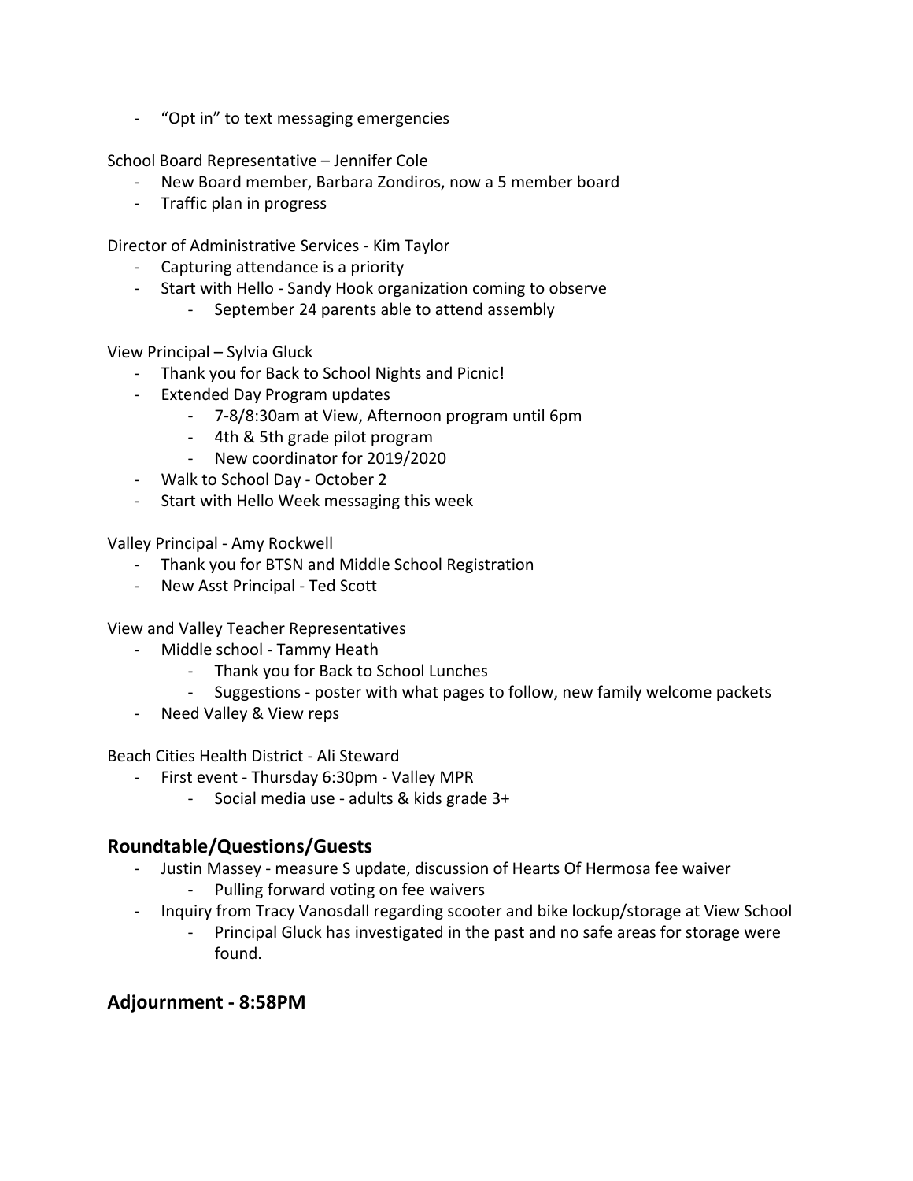- "Opt in" to text messaging emergencies

School Board Representative – Jennifer Cole

- New Board member, Barbara Zondiros, now a 5 member board
- Traffic plan in progress

Director of Administrative Services - Kim Taylor

- Capturing attendance is a priority
- Start with Hello - Sandy Hook organization coming to observe
    - September 24 parents able to attend assembly

View Principal – Sylvia Gluck

- Thank you for Back to School Nights and Picnic!
- Extended Day Program updates
    - 7-8/8:30am at View, Afternoon program until 6pm
    - 4th & 5th grade pilot program
    - New coordinator for 2019/2020
- Walk to School Day - October 2
- Start with Hello Week messaging this week

Valley Principal - Amy Rockwell

- Thank you for BTSN and Middle School Registration
- New Asst Principal - Ted Scott

View and Valley Teacher Representatives

- Middle school - Tammy Heath
    - Thank you for Back to School Lunches
    - Suggestions - poster with what pages to follow, new family welcome packets
- Need Valley & View reps

Beach Cities Health District - Ali Steward

- First event - Thursday 6:30pm - Valley MPR
    - Social media use - adults & kids grade 3+

## Roundtable/Questions/Guests

- Justin Massey - measure S update, discussion of Hearts Of Hermosa fee waiver
    - Pulling forward voting on fee waivers
- Inquiry from Tracy Vanosdall regarding scooter and bike lockup/storage at View School
    - Principal Gluck has investigated in the past and no safe areas for storage were found.

## Adjournment - 8:58PM